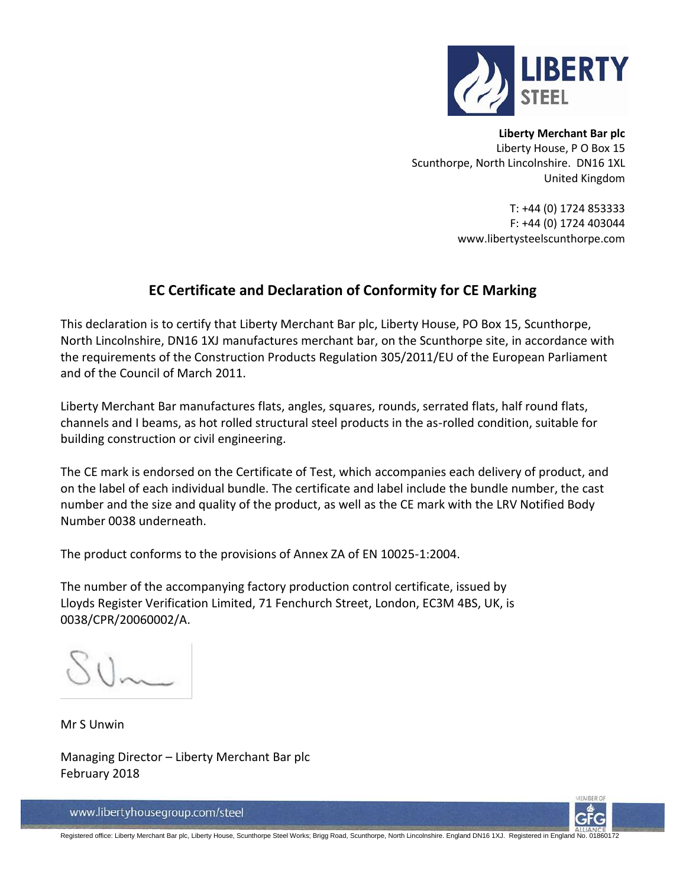**Liberty Merchant Bar plc**
Liberty House, P O Box 15
Scunthorpe, North Lincolnshire. DN16 1XL
United Kingdom

T: +44 (0) 1724 853333
F: +44 (0) 1724 403044
www.libertysteelscunthorpe.com

## EC Certificate and Declaration of Conformity for CE Marking

This declaration is to certify that Liberty Merchant Bar plc, Liberty House, PO Box 15, Scunthorpe, North Lincolnshire, DN16 1XJ manufactures merchant bar, on the Scunthorpe site, in accordance with the requirements of the Construction Products Regulation 305/2011/EU of the European Parliament and of the Council of March 2011.

Liberty Merchant Bar manufactures flats, angles, squares, rounds, serrated flats, half round flats, channels and I beams, as hot rolled structural steel products in the as-rolled condition, suitable for building construction or civil engineering.

The CE mark is endorsed on the Certificate of Test, which accompanies each delivery of product, and on the label of each individual bundle. The certificate and label include the bundle number, the cast number and the size and quality of the product, as well as the CE mark with the LRV Notified Body Number 0038 underneath.

The product conforms to the provisions of Annex ZA of EN 10025-1:2004.

The number of the accompanying factory production control certificate, issued by Lloyds Register Verification Limited, 71 Fenchurch Street, London, EC3M 4BS, UK, is 0038/CPR/20060002/A.

Mr S Unwin

Managing Director – Liberty Merchant Bar plc
February 2018

www.libertyhousegroup.com/steel

Registered office: Liberty Merchant Bar plc, Liberty House, Scunthorpe Steel Works; Brigg Road, Scunthorpe, North Lincolnshire. England DN16 1XJ. Registered in England No. 01860172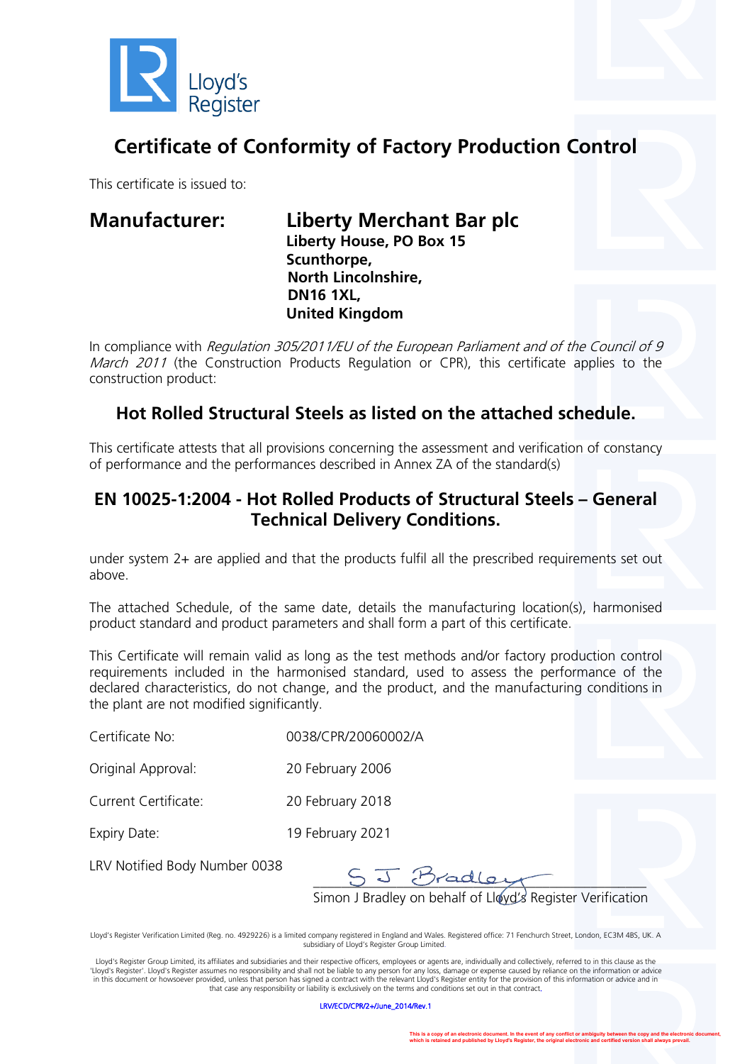Lloyd's Register

# Certificate of Conformity of Factory Production Control

This certificate is issued to:

**Manufacturer:** **Liberty Merchant Bar plc**
**Liberty House, PO Box 15**
**Scunthorpe,**
**North Lincolnshire,**
**DN16 1XL,**
**United Kingdom**

In compliance with *Regulation 305/2011/EU of the European Parliament and of the Council of 9 March 2011* (the Construction Products Regulation or CPR), this certificate applies to the construction product:

## Hot Rolled Structural Steels as listed on the attached schedule.

This certificate attests that all provisions concerning the assessment and verification of constancy of performance and the performances described in Annex ZA of the standard(s)

## EN 10025-1:2004 - Hot Rolled Products of Structural Steels – General Technical Delivery Conditions.

under system 2+ are applied and that the products fulfil all the prescribed requirements set out above.

The attached Schedule, of the same date, details the manufacturing location(s), harmonised product standard and product parameters and shall form a part of this certificate.

This Certificate will remain valid as long as the test methods and/or factory production control requirements included in the harmonised standard, used to assess the performance of the declared characteristics, do not change, and the product, and the manufacturing conditions in the plant are not modified significantly.

Certificate No: 0038/CPR/20060002/A

Original Approval: 20 February 2006

Current Certificate: 20 February 2018

Expiry Date: 19 February 2021

LRV Notified Body Number 0038

S J Bradley

Simon J Bradley on behalf of Lloyd's Register Verification

Lloyd's Register Verification Limited (Reg. no. 4929226) is a limited company registered in England and Wales. Registered office: 71 Fenchurch Street, London, EC3M 4BS, UK. A subsidiary of Lloyd's Register Group Limited.

Lloyd's Register Group Limited, its affiliates and subsidiaries and their respective officers, employees or agents are, individually and collectively, referred to in this clause as the 'Lloyd's Register'. Lloyd's Register assumes no responsibility and shall not be liable to any person for any loss, damage or expense caused by reliance on the information or advice in this document or howsoever provided, unless that person has signed a contract with the relevant Lloyd's Register entity for the provision of this information or advice and in that case any responsibility or liability is exclusively on the terms and conditions set out in that contract.

LRV/ECD/CPR/2+/June_2014/Rev.1

This is a copy of an electronic document. In the event of any conflict or ambiguity between the copy and the electronic document, which is retained and published by Lloyd's Register, the original electronic and certified version shall always prevail.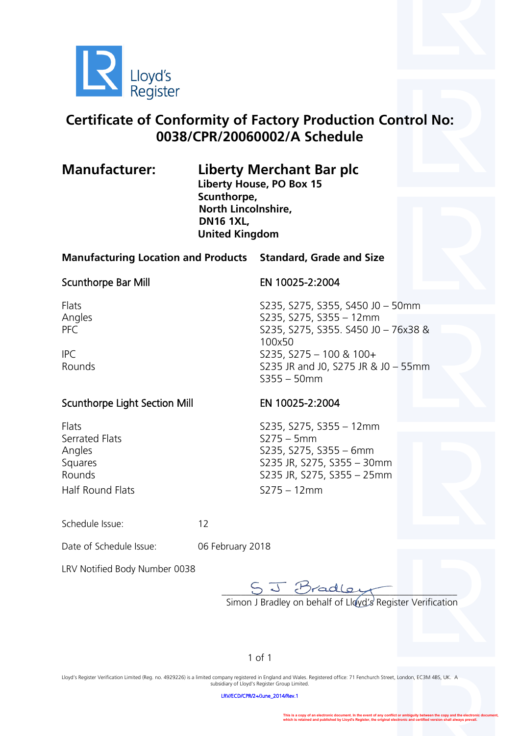Lloyd's Register

# Certificate of Conformity of Factory Production Control No: 0038/CPR/20060002/A Schedule

## Manufacturer: Liberty Merchant Bar plc

**Liberty House, PO Box 15**
**Scunthorpe,**
**North Lincolnshire,**
**DN16 1XL,**
**United Kingdom**

| Manufacturing Location and Products | Standard, Grade and Size |
|---|---|
| Scunthorpe Bar Mill | EN 10025-2:2004 |
| Flats | S235, S275, S355, S450 J0 – 50mm |
| Angles | S235, S275, S355 – 12mm |
| PFC | S235, S275, S355. S450 J0 – 76x38 & 100x50 |
| IPC | S235, S275 – 100 & 100+ |
| Rounds | S235 JR and J0, S275 JR & J0 – 55mm<br>S355 – 50mm |
| Scunthorpe Light Section Mill | EN 10025-2:2004 |
| Flats | S235, S275, S355 – 12mm |
| Serrated Flats | S275 – 5mm |
| Angles | S235, S275, S355 – 6mm |
| Squares | S235 JR, S275, S355 – 30mm |
| Rounds | S235 JR, S275, S355 – 25mm |
| Half Round Flats | S275 – 12mm |

Schedule Issue: 12

Date of Schedule Issue: 06 February 2018

LRV Notified Body Number 0038

S J Bradley

Simon J Bradley on behalf of Lloyd's Register Verification

Lloyd's Register Verification Limited (Reg. no. 4929226) is a limited company registered in England and Wales. Registered office: 71 Fenchurch Street, London, EC3M 4BS, UK. A subsidiary of Lloyd's Register Group Limited.

LRV/ECD/CPR/2+/June_2014/Rev.1

This is a copy of an electronic document. In the event of any conflict or ambiguity between the copy and the electronic document, which is retained and published by Lloyd's Register, the original electronic and certified version shall always prevail.